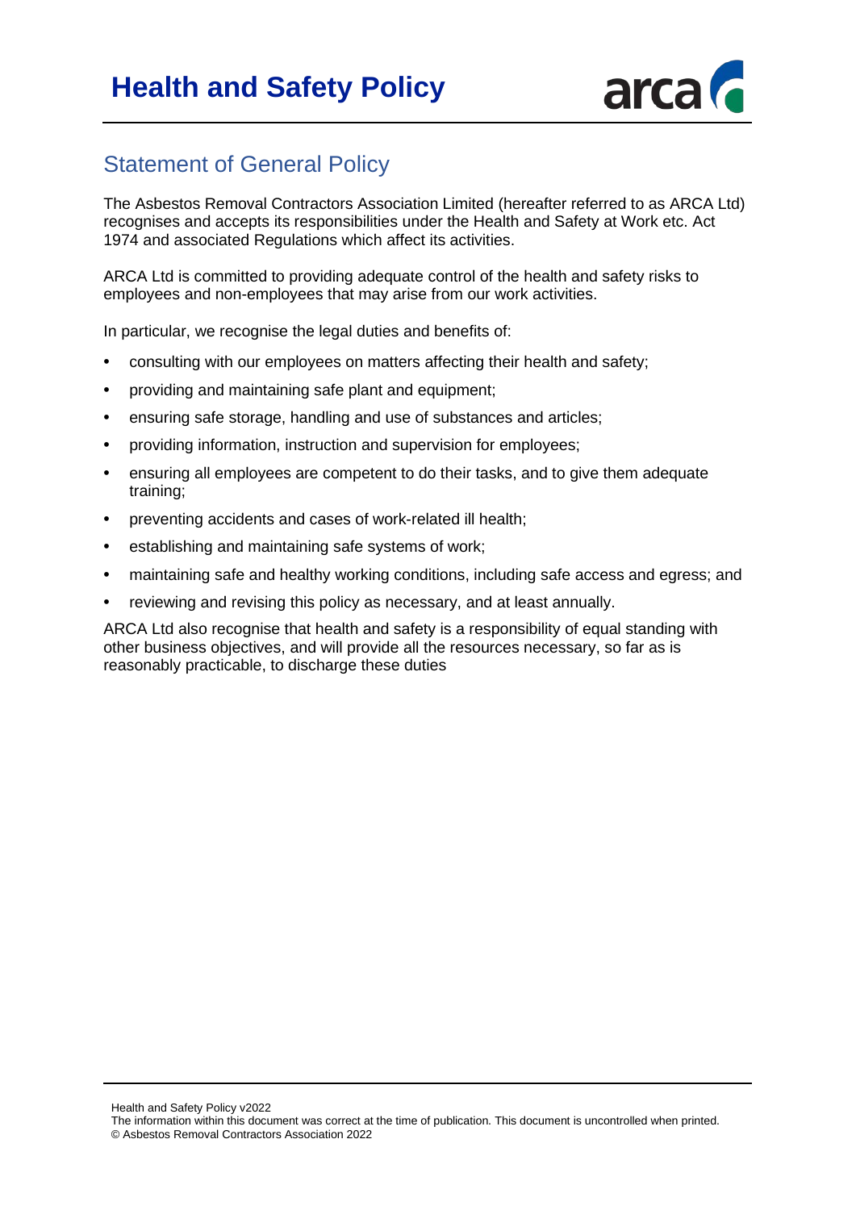# Health and Safety Policy

## Statement of General Policy

The Asbestos Removal Contractors Association Limited (hereafter referred to as ARCA Ltd) recognises and accepts its responsibilities under the Health and Safety at Work etc. Act 1974 and associated Regulations which affect its activities.

ARCA Ltd is committed to providing adequate control of the health and safety risks to employees and non-employees that may arise from our work activities.

In particular, we recognise the legal duties and benefits of:

- consulting with our employees on matters affecting their health and safety;
- providing and maintaining safe plant and equipment;
- ensuring safe storage, handling and use of substances and articles;
- providing information, instruction and supervision for employees;
- ensuring all employees are competent to do their tasks, and to give them adequate training;
- preventing accidents and cases of work-related ill health;
- establishing and maintaining safe systems of work;
- maintaining safe and healthy working conditions, including safe access and egress; and
- reviewing and revising this policy as necessary, and at least annually.

ARCA Ltd also recognise that health and safety is a responsibility of equal standing with other business objectives, and will provide all the resources necessary, so far as is reasonably practicable, to discharge these duties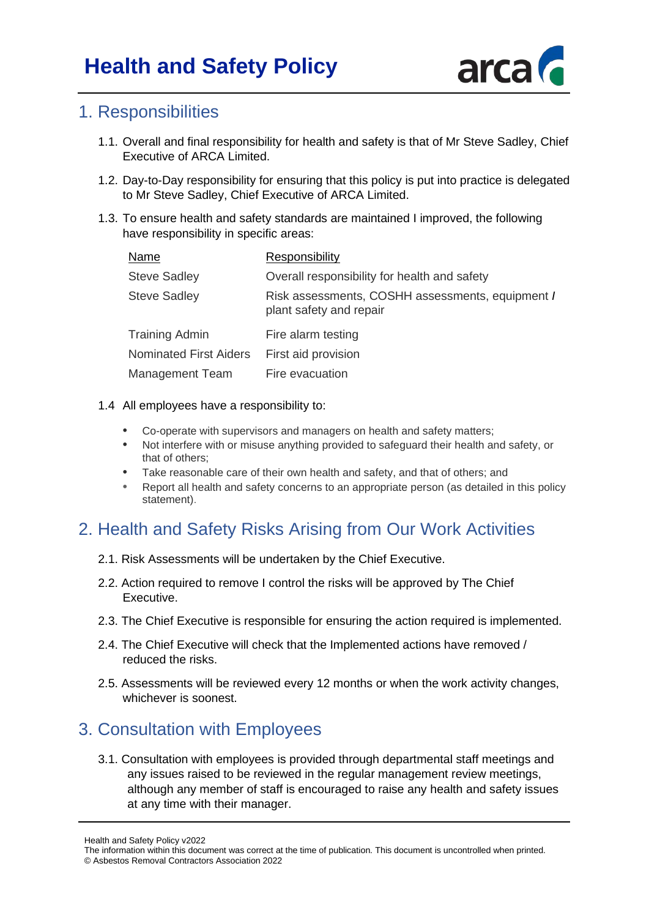# Health and Safety Policy

## 1. Responsibilities

1.1. Overall and final responsibility for health and safety is that of Mr Steve Sadley, Chief Executive of ARCA Limited.

1.2. Day-to-Day responsibility for ensuring that this policy is put into practice is delegated to Mr Steve Sadley, Chief Executive of ARCA Limited.

1.3. To ensure health and safety standards are maintained I improved, the following have responsibility in specific areas:

| Name | Responsibility |
|---|---|
| Steve Sadley | Overall responsibility for health and safety |
| Steve Sadley | Risk assessments, COSHH assessments, equipment / plant safety and repair |
| Training Admin | Fire alarm testing |
| Nominated First Aiders | First aid provision |
| Management Team | Fire evacuation |

1.4 All employees have a responsibility to:

- Co-operate with supervisors and managers on health and safety matters;
- Not interfere with or misuse anything provided to safeguard their health and safety, or that of others;
- Take reasonable care of their own health and safety, and that of others; and
- Report all health and safety concerns to an appropriate person (as detailed in this policy statement).

## 2. Health and Safety Risks Arising from Our Work Activities

2.1. Risk Assessments will be undertaken by the Chief Executive.

2.2. Action required to remove I control the risks will be approved by The Chief Executive.

2.3. The Chief Executive is responsible for ensuring the action required is implemented.

2.4. The Chief Executive will check that the Implemented actions have removed / reduced the risks.

2.5. Assessments will be reviewed every 12 months or when the work activity changes, whichever is soonest.

## 3. Consultation with Employees

3.1. Consultation with employees is provided through departmental staff meetings and any issues raised to be reviewed in the regular management review meetings, although any member of staff is encouraged to raise any health and safety issues at any time with their manager.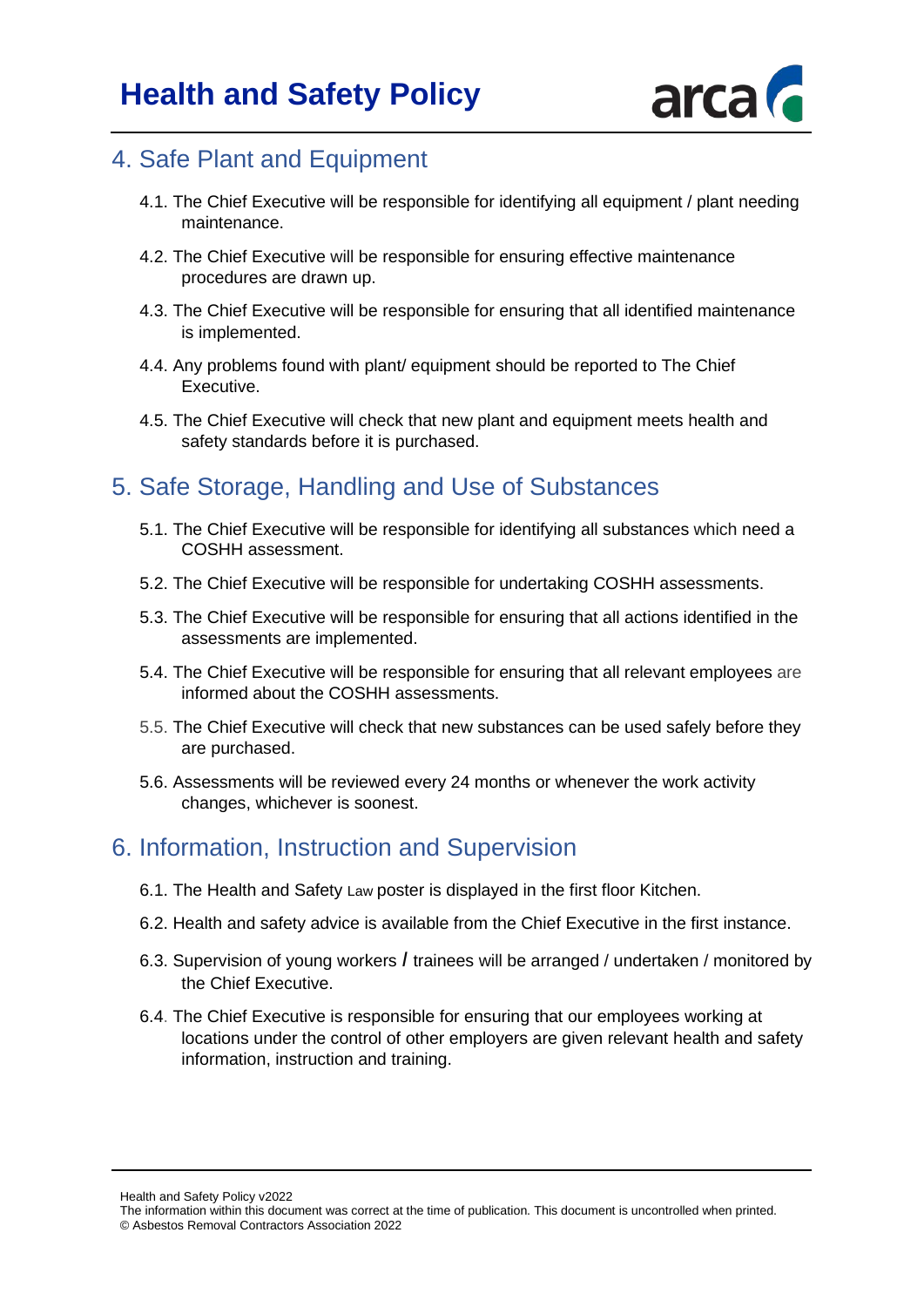## 4. Safe Plant and Equipment

4.1. The Chief Executive will be responsible for identifying all equipment / plant needing maintenance.

4.2. The Chief Executive will be responsible for ensuring effective maintenance procedures are drawn up.

4.3. The Chief Executive will be responsible for ensuring that all identified maintenance is implemented.

4.4. Any problems found with plant/ equipment should be reported to The Chief Executive.

4.5. The Chief Executive will check that new plant and equipment meets health and safety standards before it is purchased.

## 5. Safe Storage, Handling and Use of Substances

5.1. The Chief Executive will be responsible for identifying all substances which need a COSHH assessment.

5.2. The Chief Executive will be responsible for undertaking COSHH assessments.

5.3. The Chief Executive will be responsible for ensuring that all actions identified in the assessments are implemented.

5.4. The Chief Executive will be responsible for ensuring that all relevant employees are informed about the COSHH assessments.

5.5. The Chief Executive will check that new substances can be used safely before they are purchased.

5.6. Assessments will be reviewed every 24 months or whenever the work activity changes, whichever is soonest.

## 6. Information, Instruction and Supervision

6.1. The Health and Safety Law poster is displayed in the first floor Kitchen.

6.2. Health and safety advice is available from the Chief Executive in the first instance.

6.3. Supervision of young workers / trainees will be arranged / undertaken / monitored by the Chief Executive.

6.4. The Chief Executive is responsible for ensuring that our employees working at locations under the control of other employers are given relevant health and safety information, instruction and training.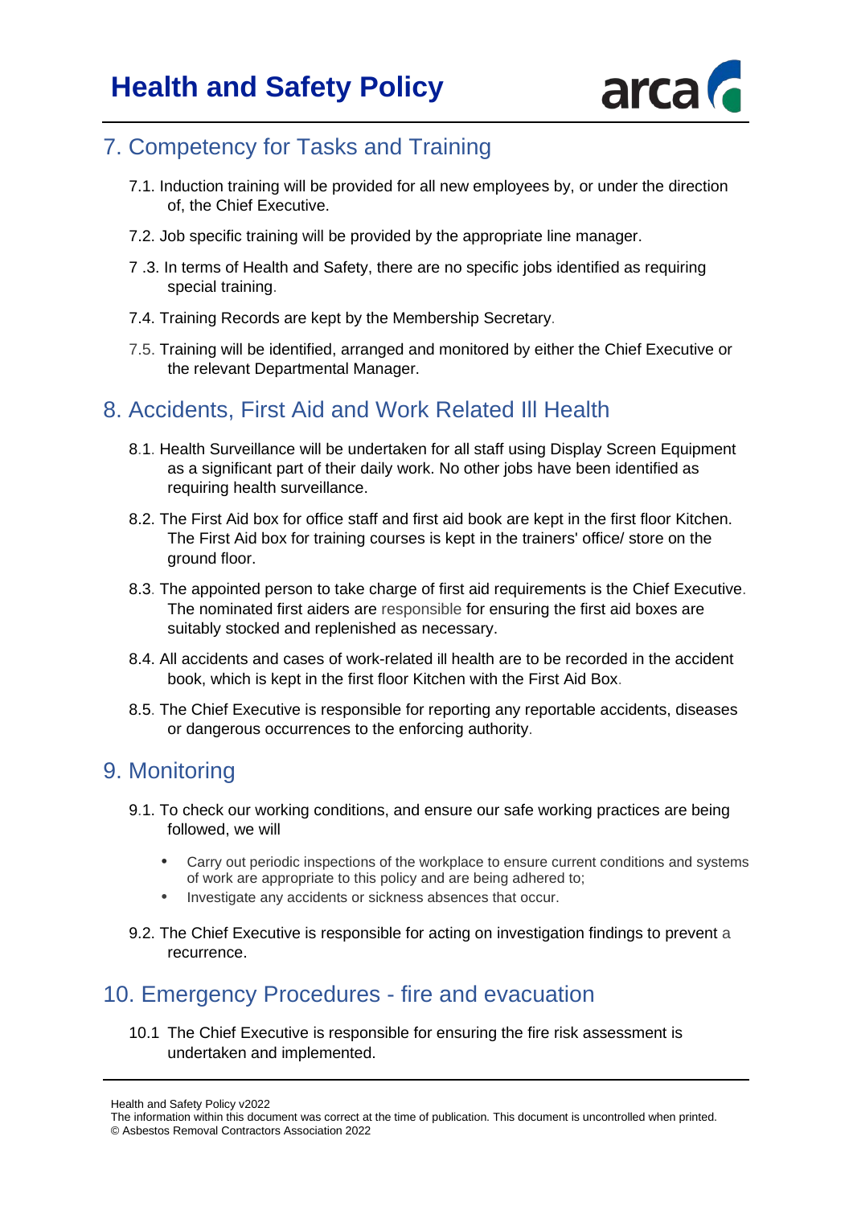## 7. Competency for Tasks and Training

7.1. Induction training will be provided for all new employees by, or under the direction of, the Chief Executive.

7.2. Job specific training will be provided by the appropriate line manager.

7 .3. In terms of Health and Safety, there are no specific jobs identified as requiring special training.

7.4. Training Records are kept by the Membership Secretary.

7.5. Training will be identified, arranged and monitored by either the Chief Executive or the relevant Departmental Manager.

## 8. Accidents, First Aid and Work Related Ill Health

8.1. Health Surveillance will be undertaken for all staff using Display Screen Equipment as a significant part of their daily work. No other jobs have been identified as requiring health surveillance.

8.2. The First Aid box for office staff and first aid book are kept in the first floor Kitchen. The First Aid box for training courses is kept in the trainers' office/ store on the ground floor.

8.3. The appointed person to take charge of first aid requirements is the Chief Executive. The nominated first aiders are responsible for ensuring the first aid boxes are suitably stocked and replenished as necessary.

8.4. All accidents and cases of work-related ill health are to be recorded in the accident book, which is kept in the first floor Kitchen with the First Aid Box.

8.5. The Chief Executive is responsible for reporting any reportable accidents, diseases or dangerous occurrences to the enforcing authority.

## 9. Monitoring

9.1. To check our working conditions, and ensure our safe working practices are being followed, we will

- Carry out periodic inspections of the workplace to ensure current conditions and systems of work are appropriate to this policy and are being adhered to;
- Investigate any accidents or sickness absences that occur.

9.2. The Chief Executive is responsible for acting on investigation findings to prevent a recurrence.

## 10. Emergency Procedures - fire and evacuation

10.1 The Chief Executive is responsible for ensuring the fire risk assessment is undertaken and implemented.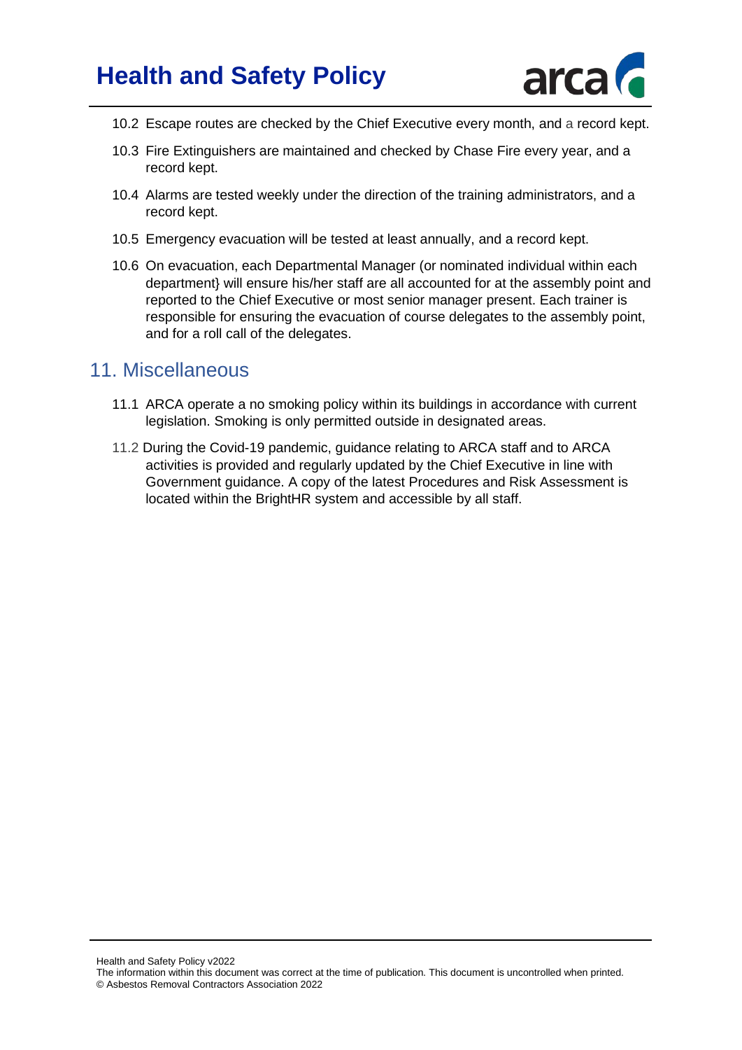10.2 Escape routes are checked by the Chief Executive every month, and a record kept.

10.3 Fire Extinguishers are maintained and checked by Chase Fire every year, and a record kept.

10.4 Alarms are tested weekly under the direction of the training administrators, and a record kept.

10.5 Emergency evacuation will be tested at least annually, and a record kept.

10.6 On evacuation, each Departmental Manager (or nominated individual within each department} will ensure his/her staff are all accounted for at the assembly point and reported to the Chief Executive or most senior manager present. Each trainer is responsible for ensuring the evacuation of course delegates to the assembly point, and for a roll call of the delegates.

## 11. Miscellaneous

11.1 ARCA operate a no smoking policy within its buildings in accordance with current legislation. Smoking is only permitted outside in designated areas.

11.2 During the Covid-19 pandemic, guidance relating to ARCA staff and to ARCA activities is provided and regularly updated by the Chief Executive in line with Government guidance. A copy of the latest Procedures and Risk Assessment is located within the BrightHR system and accessible by all staff.